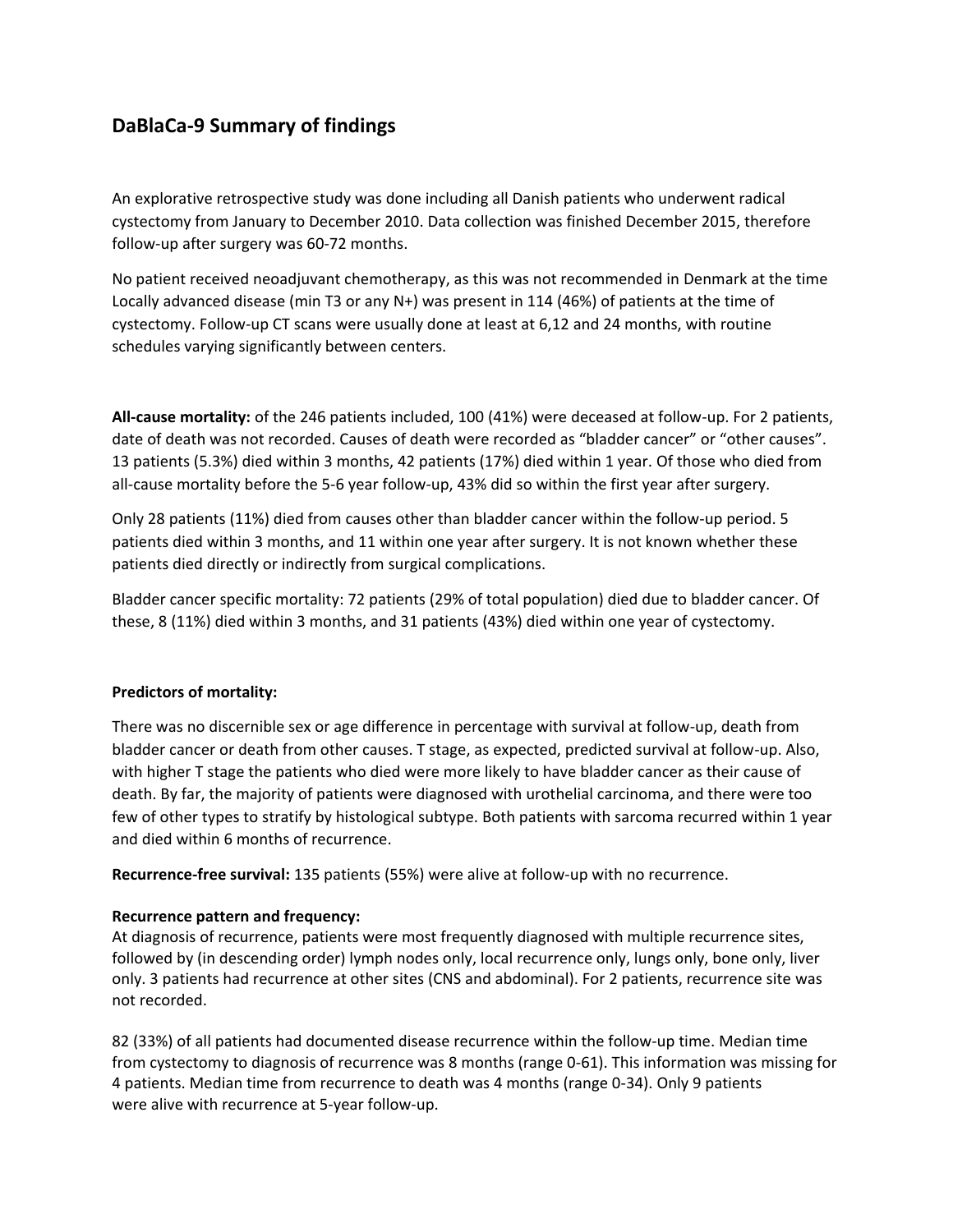## DaBlaCa-9 Summary of findings

An explorative retrospective study was done including all Danish patients who underwent radical cystectomy from January to December 2010. Data collection was finished December 2015, therefore follow-up after surgery was 60-72 months.

No patient received neoadjuvant chemotherapy, as this was not recommended in Denmark at the time Locally advanced disease (min T3 or any N+) was present in 114 (46%) of patients at the time of cystectomy. Follow-up CT scans were usually done at least at 6,12 and 24 months, with routine schedules varying significantly between centers.

**All-cause mortality:** of the 246 patients included, 100 (41%) were deceased at follow-up. For 2 patients, date of death was not recorded. Causes of death were recorded as "bladder cancer" or "other causes". 13 patients (5.3%) died within 3 months, 42 patients (17%) died within 1 year. Of those who died from all-cause mortality before the 5-6 year follow-up, 43% did so within the first year after surgery.

Only 28 patients (11%) died from causes other than bladder cancer within the follow-up period. 5 patients died within 3 months, and 11 within one year after surgery. It is not known whether these patients died directly or indirectly from surgical complications.

Bladder cancer specific mortality: 72 patients (29% of total population) died due to bladder cancer. Of these, 8 (11%) died within 3 months, and 31 patients (43%) died within one year of cystectomy.

**Predictors of mortality:**

There was no discernible sex or age difference in percentage with survival at follow-up, death from bladder cancer or death from other causes. T stage, as expected, predicted survival at follow-up. Also, with higher T stage the patients who died were more likely to have bladder cancer as their cause of death. By far, the majority of patients were diagnosed with urothelial carcinoma, and there were too few of other types to stratify by histological subtype. Both patients with sarcoma recurred within 1 year and died within 6 months of recurrence.

**Recurrence-free survival:** 135 patients (55%) were alive at follow-up with no recurrence.

**Recurrence pattern and frequency:**
At diagnosis of recurrence, patients were most frequently diagnosed with multiple recurrence sites, followed by (in descending order) lymph nodes only, local recurrence only, lungs only, bone only, liver only. 3 patients had recurrence at other sites (CNS and abdominal). For 2 patients, recurrence site was not recorded.

82 (33%) of all patients had documented disease recurrence within the follow-up time. Median time from cystectomy to diagnosis of recurrence was 8 months (range 0-61). This information was missing for 4 patients. Median time from recurrence to death was 4 months (range 0-34). Only 9 patients were alive with recurrence at 5-year follow-up.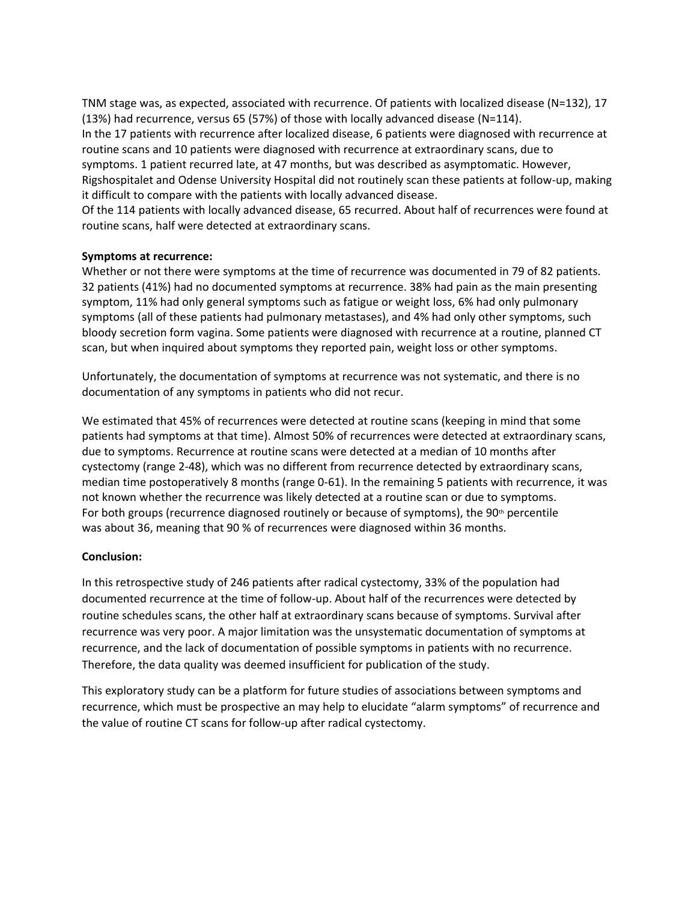TNM stage was, as expected, associated with recurrence. Of patients with localized disease (N=132), 17 (13%) had recurrence, versus 65 (57%) of those with locally advanced disease (N=114).
In the 17 patients with recurrence after localized disease, 6 patients were diagnosed with recurrence at routine scans and 10 patients were diagnosed with recurrence at extraordinary scans, due to symptoms. 1 patient recurred late, at 47 months, but was described as asymptomatic. However, Rigshospitalet and Odense University Hospital did not routinely scan these patients at follow-up, making it difficult to compare with the patients with locally advanced disease.
Of the 114 patients with locally advanced disease, 65 recurred. About half of recurrences were found at routine scans, half were detected at extraordinary scans.

**Symptoms at recurrence:**
Whether or not there were symptoms at the time of recurrence was documented in 79 of 82 patients. 32 patients (41%) had no documented symptoms at recurrence. 38% had pain as the main presenting symptom, 11% had only general symptoms such as fatigue or weight loss, 6% had only pulmonary symptoms (all of these patients had pulmonary metastases), and 4% had only other symptoms, such bloody secretion form vagina. Some patients were diagnosed with recurrence at a routine, planned CT scan, but when inquired about symptoms they reported pain, weight loss or other symptoms.

Unfortunately, the documentation of symptoms at recurrence was not systematic, and there is no documentation of any symptoms in patients who did not recur.

We estimated that 45% of recurrences were detected at routine scans (keeping in mind that some patients had symptoms at that time). Almost 50% of recurrences were detected at extraordinary scans, due to symptoms. Recurrence at routine scans were detected at a median of 10 months after cystectomy (range 2-48), which was no different from recurrence detected by extraordinary scans, median time postoperatively 8 months (range 0-61). In the remaining 5 patients with recurrence, it was not known whether the recurrence was likely detected at a routine scan or due to symptoms.
For both groups (recurrence diagnosed routinely or because of symptoms), the 90th percentile was about 36, meaning that 90 % of recurrences were diagnosed within 36 months.

**Conclusion:**

In this retrospective study of 246 patients after radical cystectomy, 33% of the population had documented recurrence at the time of follow-up. About half of the recurrences were detected by routine schedules scans, the other half at extraordinary scans because of symptoms. Survival after recurrence was very poor. A major limitation was the unsystematic documentation of symptoms at recurrence, and the lack of documentation of possible symptoms in patients with no recurrence. Therefore, the data quality was deemed insufficient for publication of the study.

This exploratory study can be a platform for future studies of associations between symptoms and recurrence, which must be prospective an may help to elucidate "alarm symptoms" of recurrence and the value of routine CT scans for follow-up after radical cystectomy.